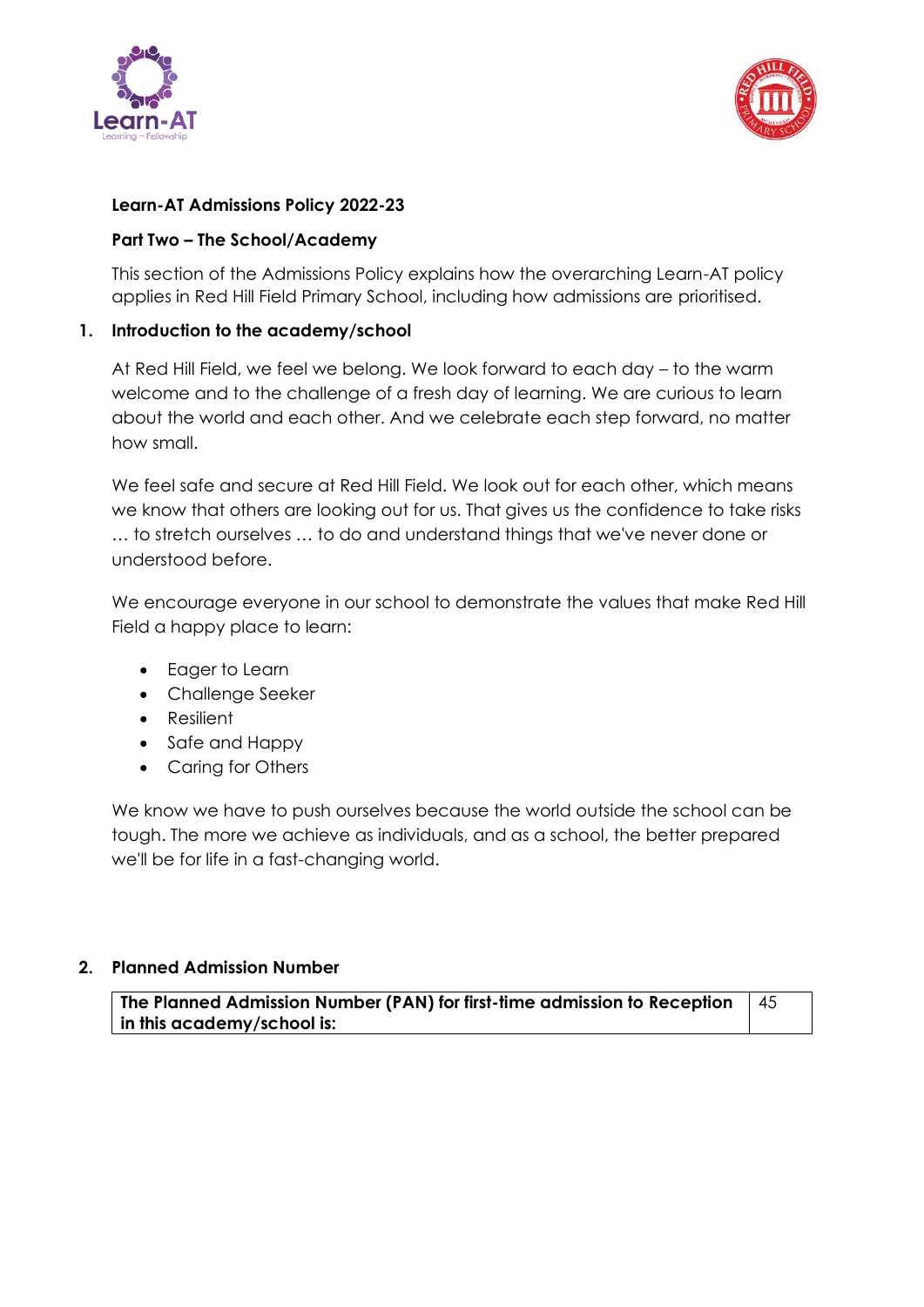**Learn-AT Admissions Policy 2022-23**

**Part Two – The School/Academy**

This section of the Admissions Policy explains how the overarching Learn-AT policy applies in Red Hill Field Primary School, including how admissions are prioritised.

## 1. Introduction to the academy/school

At Red Hill Field, we feel we belong. We look forward to each day – to the warm welcome and to the challenge of a fresh day of learning. We are curious to learn about the world and each other. And we celebrate each step forward, no matter how small.

We feel safe and secure at Red Hill Field. We look out for each other, which means we know that others are looking out for us. That gives us the confidence to take risks … to stretch ourselves … to do and understand things that we've never done or understood before.

We encourage everyone in our school to demonstrate the values that make Red Hill Field a happy place to learn:

- Eager to Learn
- Challenge Seeker
- Resilient
- Safe and Happy
- Caring for Others

We know we have to push ourselves because the world outside the school can be tough. The more we achieve as individuals, and as a school, the better prepared we'll be for life in a fast-changing world.

## 2. Planned Admission Number

| **The Planned Admission Number (PAN) for first-time admission to Reception in this academy/school is:** | 45 |
|---|---|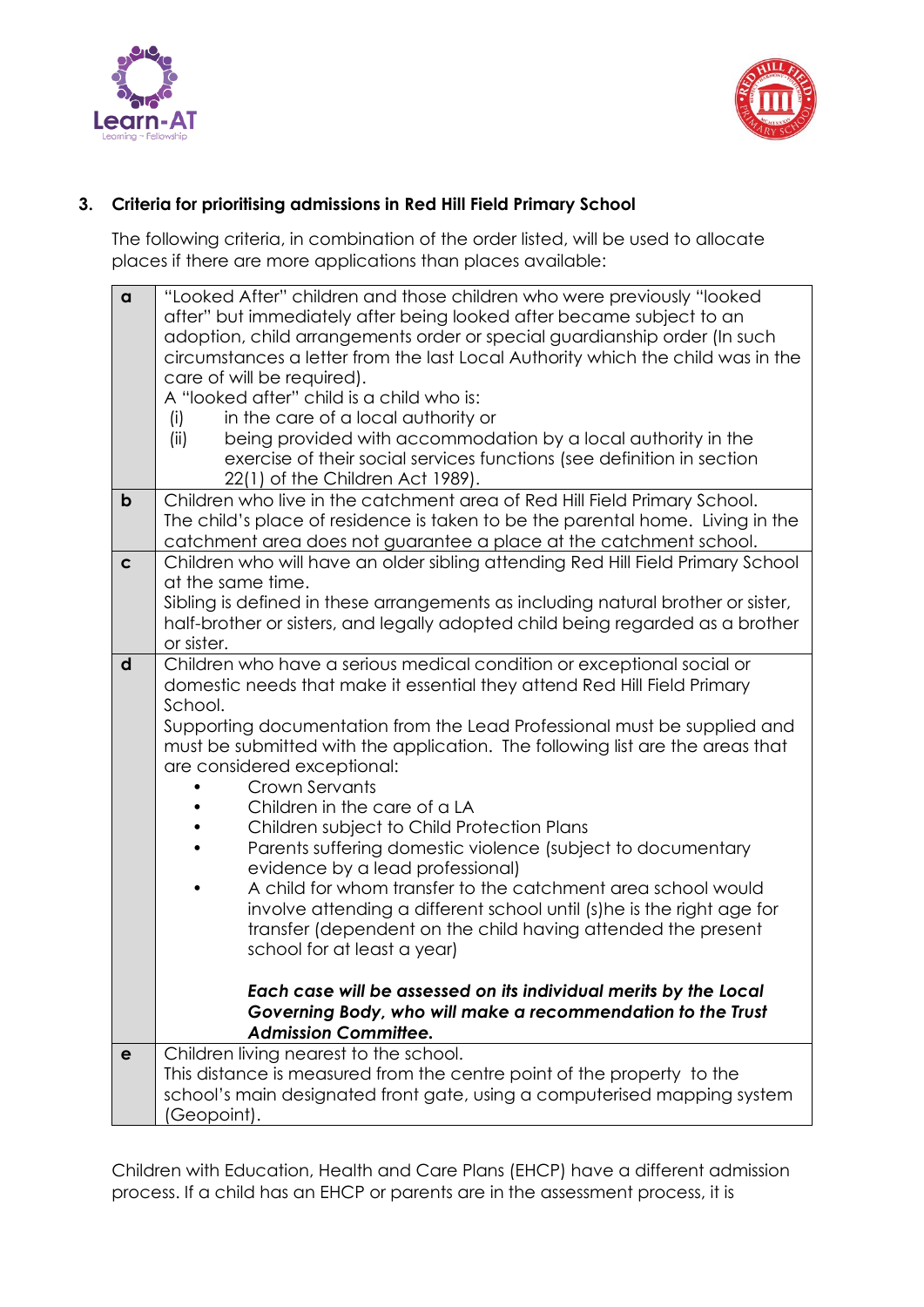### 3. Criteria for prioritising admissions in Red Hill Field Primary School

The following criteria, in combination of the order listed, will be used to allocate places if there are more applications than places available:

| | |
|---|---|
| **a** | "Looked After" children and those children who were previously "looked after" but immediately after being looked after became subject to an adoption, child arrangements order or special guardianship order (In such circumstances a letter from the last Local Authority which the child was in the care of will be required).<br>A "looked after" child is a child who is:<br>(i) in the care of a local authority or<br>(ii) being provided with accommodation by a local authority in the exercise of their social services functions (see definition in section 22(1) of the Children Act 1989). |
| **b** | Children who live in the catchment area of Red Hill Field Primary School. The child's place of residence is taken to be the parental home. Living in the catchment area does not guarantee a place at the catchment school. |
| **c** | Children who will have an older sibling attending Red Hill Field Primary School at the same time.<br>Sibling is defined in these arrangements as including natural brother or sister, half-brother or sisters, and legally adopted child being regarded as a brother or sister. |
| **d** | Children who have a serious medical condition or exceptional social or domestic needs that make it essential they attend Red Hill Field Primary School.<br>Supporting documentation from the Lead Professional must be supplied and must be submitted with the application. The following list are the areas that are considered exceptional:<br>• Crown Servants<br>• Children in the care of a LA<br>• Children subject to Child Protection Plans<br>• Parents suffering domestic violence (subject to documentary evidence by a lead professional)<br>• A child for whom transfer to the catchment area school would involve attending a different school until (s)he is the right age for transfer (dependent on the child having attended the present school for at least a year)<br><br>***Each case will be assessed on its individual merits by the Local Governing Body, who will make a recommendation to the Trust Admission Committee.*** |
| **e** | Children living nearest to the school.<br>This distance is measured from the centre point of the property to the school's main designated front gate, using a computerised mapping system (Geopoint). |

Children with Education, Health and Care Plans (EHCP) have a different admission process. If a child has an EHCP or parents are in the assessment process, it is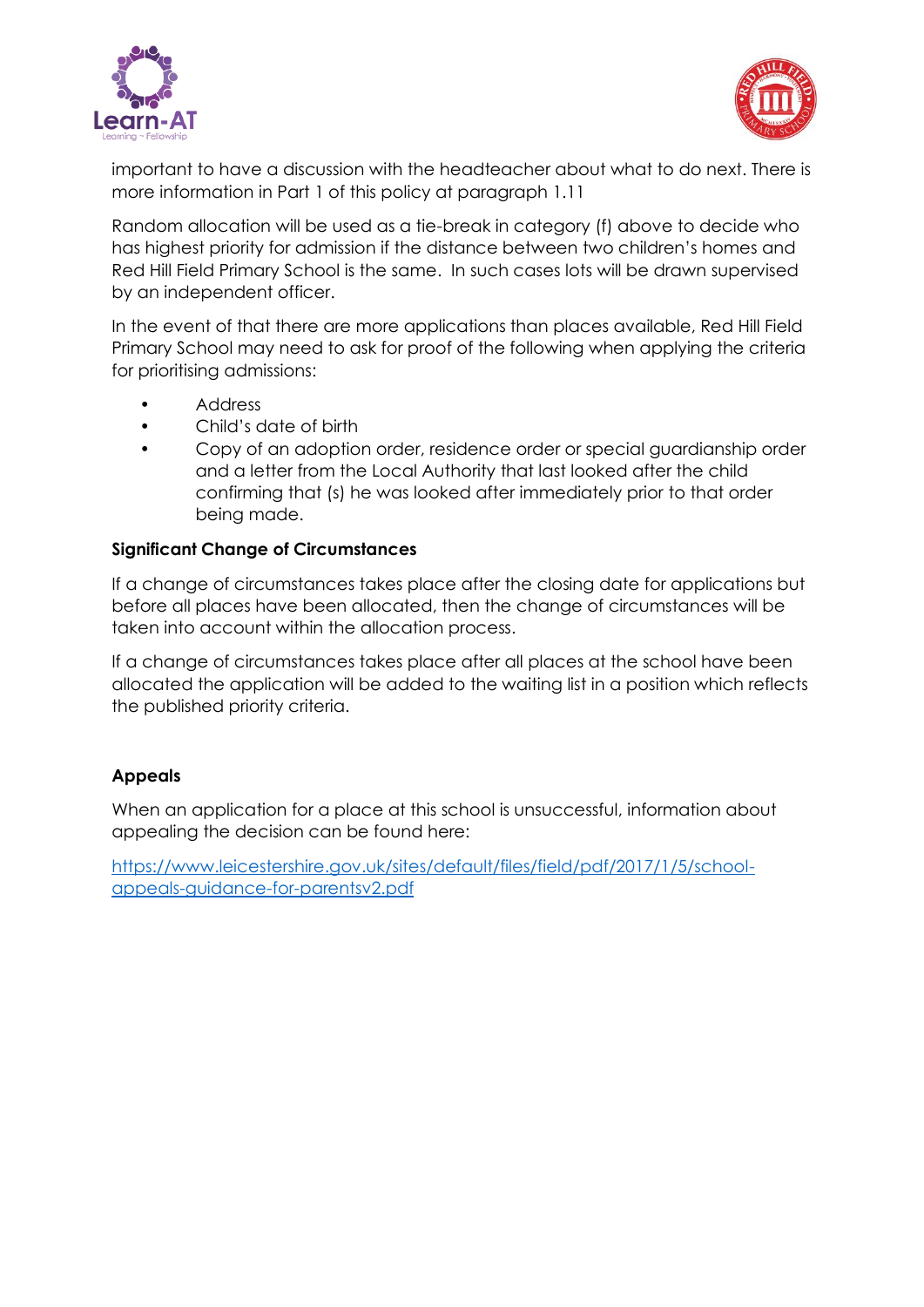important to have a discussion with the headteacher about what to do next. There is more information in Part 1 of this policy at paragraph 1.11

Random allocation will be used as a tie-break in category (f) above to decide who has highest priority for admission if the distance between two children's homes and Red Hill Field Primary School is the same. In such cases lots will be drawn supervised by an independent officer.

In the event of that there are more applications than places available, Red Hill Field Primary School may need to ask for proof of the following when applying the criteria for prioritising admissions:

- Address
- Child's date of birth
- Copy of an adoption order, residence order or special guardianship order and a letter from the Local Authority that last looked after the child confirming that (s) he was looked after immediately prior to that order being made.

**Significant Change of Circumstances**

If a change of circumstances takes place after the closing date for applications but before all places have been allocated, then the change of circumstances will be taken into account within the allocation process.

If a change of circumstances takes place after all places at the school have been allocated the application will be added to the waiting list in a position which reflects the published priority criteria.

**Appeals**

When an application for a place at this school is unsuccessful, information about appealing the decision can be found here:

https://www.leicestershire.gov.uk/sites/default/files/field/pdf/2017/1/5/school-appeals-guidance-for-parentsv2.pdf